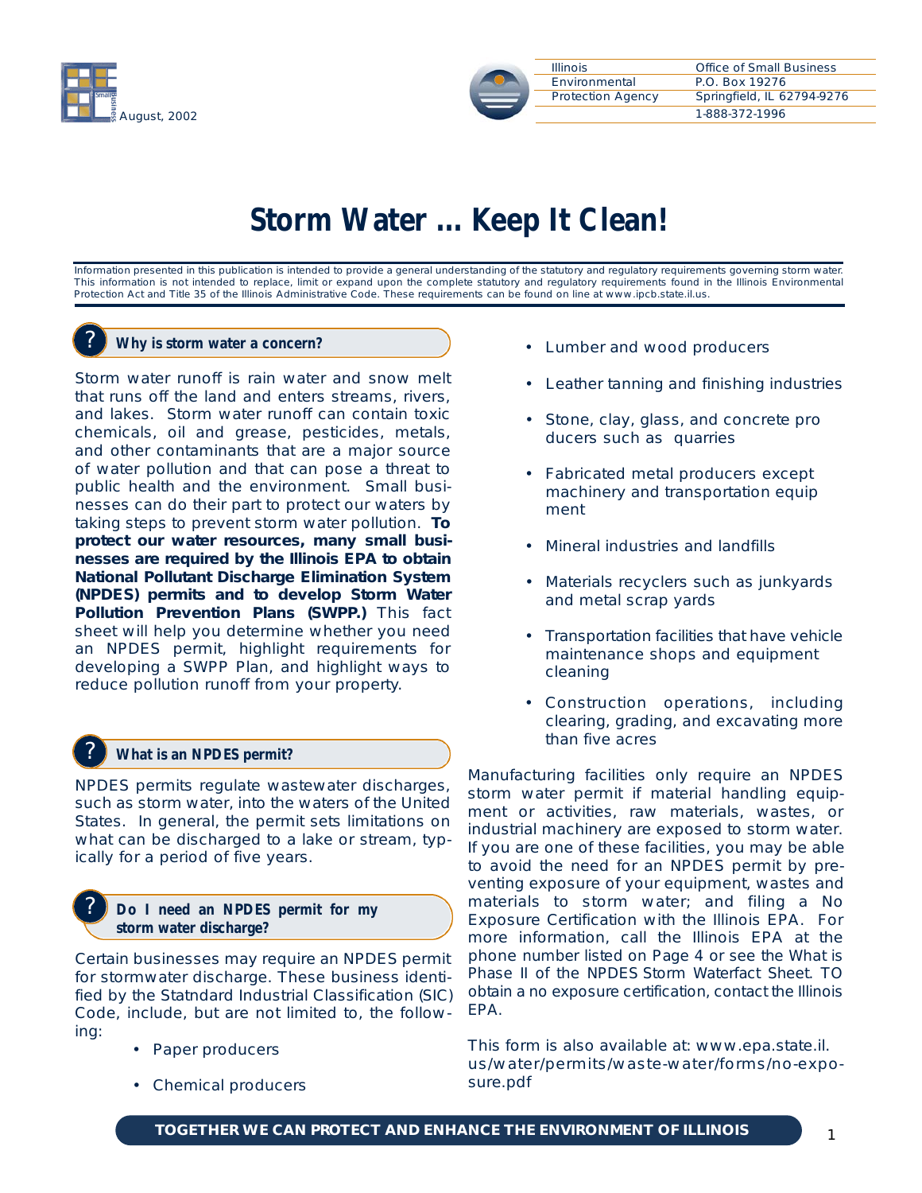August, 2002

Illinois Environmental Protection Agency

Office of Small Business
P.O. Box 19276
Springfield, IL 62794-9276
1-888-372-1996

# Storm Water ... Keep It Clean!

Information presented in this publication is intended to provide a general understanding of the statutory and regulatory requirements governing storm water. This information is not intended to replace, limit or expand upon the complete statutory and regulatory requirements found in the Illinois Environmental Protection Act and Title 35 of the Illinois Administrative Code. These requirements can be found on line at www.ipcb.state.il.us.

## Why is storm water a concern?

Storm water runoff is rain water and snow melt that runs off the land and enters streams, rivers, and lakes. Storm water runoff can contain toxic chemicals, oil and grease, pesticides, metals, and other contaminants that are a major source of water pollution and that can pose a threat to public health and the environment. Small businesses can do their part to protect our waters by taking steps to prevent storm water pollution. **To protect our water resources, many small businesses are required by the Illinois EPA to obtain National Pollutant Discharge Elimination System (NPDES) permits and to develop Storm Water Pollution Prevention Plans (SWPP.)** This fact sheet will help you determine whether you need an NPDES permit, highlight requirements for developing a SWPP Plan, and highlight ways to reduce pollution runoff from your property.

## What is an NPDES permit?

NPDES permits regulate wastewater discharges, such as storm water, into the waters of the United States. In general, the permit sets limitations on what can be discharged to a lake or stream, typically for a period of five years.

## Do I need an NPDES permit for my storm water discharge?

Certain businesses may require an NPDES permit for stormwater discharge. These business identified by the Statndard Industrial Classification (SIC) Code, include, but are not limited to, the following:

- Paper producers
- Chemical producers
- Lumber and wood producers
- Leather tanning and finishing industries
- Stone, clay, glass, and concrete pro ducers such as quarries
- Fabricated metal producers except machinery and transportation equip ment
- Mineral industries and landfills
- Materials recyclers such as junkyards and metal scrap yards
- Transportation facilities that have vehicle maintenance shops and equipment cleaning
- Construction operations, including clearing, grading, and excavating more than five acres

Manufacturing facilities only require an NPDES storm water permit if material handling equipment or activities, raw materials, wastes, or industrial machinery are exposed to storm water. If you are one of these facilities, you may be able to avoid the need for an NPDES permit by preventing exposure of your equipment, wastes and materials to storm water; and filing a No Exposure Certification with the Illinois EPA. For more information, call the Illinois EPA at the phone number listed on Page 4 or see the What is Phase II of the NPDES Storm Waterfact Sheet. TO obtain a no exposure certification, contact the Illinois EPA.

This form is also available at: www.epa.state.il.us/water/permits/waste-water/forms/no-exposure.pdf

**TOGETHER WE CAN PROTECT AND ENHANCE THE ENVIRONMENT OF ILLINOIS**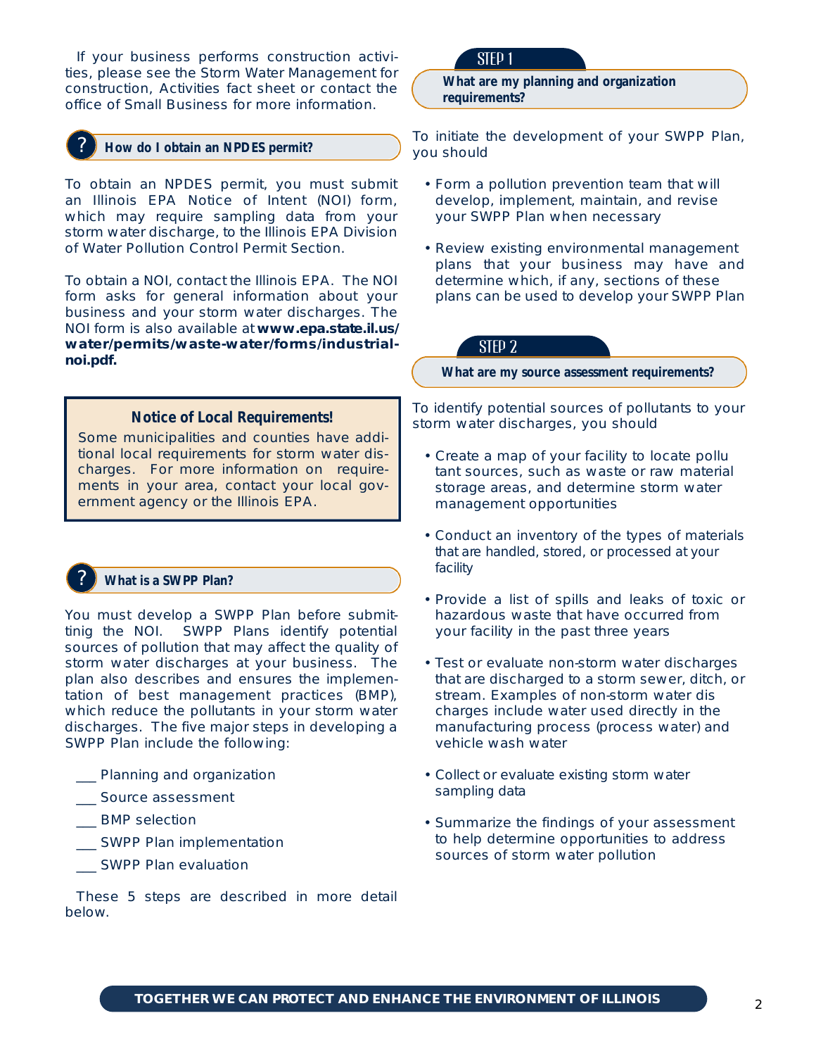If your business performs construction activities, please see the Storm Water Management for construction, Activities fact sheet or contact the office of Small Business for more information.

## How do I obtain an NPDES permit?

To obtain an NPDES permit, you must submit an Illinois EPA Notice of Intent (NOI) form, which may require sampling data from your storm water discharge, to the Illinois EPA Division of Water Pollution Control Permit Section.

To obtain a NOI, contact the Illinois EPA. The NOI form asks for general information about your business and your storm water discharges. The NOI form is also available at **www.epa.state.il.us/water/permits/waste-water/forms/industrial-noi.pdf.**

> **Notice of Local Requirements!**
>
> Some municipalities and counties have additional local requirements for storm water discharges. For more information on requirements in your area, contact your local government agency or the Illinois EPA.

## What is a SWPP Plan?

You must develop a SWPP Plan before submittinig the NOI. SWPP Plans identify potential sources of pollution that may affect the quality of storm water discharges at your business. The plan also describes and ensures the implementation of best management practices (BMP), which reduce the pollutants in your storm water discharges. The five major steps in developing a SWPP Plan include the following:

___ Planning and organization

___ Source assessment

___ BMP selection

___ SWPP Plan implementation

___ SWPP Plan evaluation

These 5 steps are described in more detail below.

## STEP 1

### What are my planning and organization requirements?

To initiate the development of your SWPP Plan, you should

- Form a pollution prevention team that will develop, implement, maintain, and revise your SWPP Plan when necessary
- Review existing environmental management plans that your business may have and determine which, if any, sections of these plans can be used to develop your SWPP Plan

## STEP 2

### What are my source assessment requirements?

To identify potential sources of pollutants to your storm water discharges, you should

- Create a map of your facility to locate pollu tant sources, such as waste or raw material storage areas, and determine storm water management opportunities
- Conduct an inventory of the types of materials that are handled, stored, or processed at your facility
- Provide a list of spills and leaks of toxic or hazardous waste that have occurred from your facility in the past three years
- Test or evaluate non-storm water discharges that are discharged to a storm sewer, ditch, or stream. Examples of non-storm water dis charges include water used directly in the manufacturing process (process water) and vehicle wash water
- Collect or evaluate existing storm water sampling data
- Summarize the findings of your assessment to help determine opportunities to address sources of storm water pollution

**TOGETHER WE CAN PROTECT AND ENHANCE THE ENVIRONMENT OF ILLINOIS**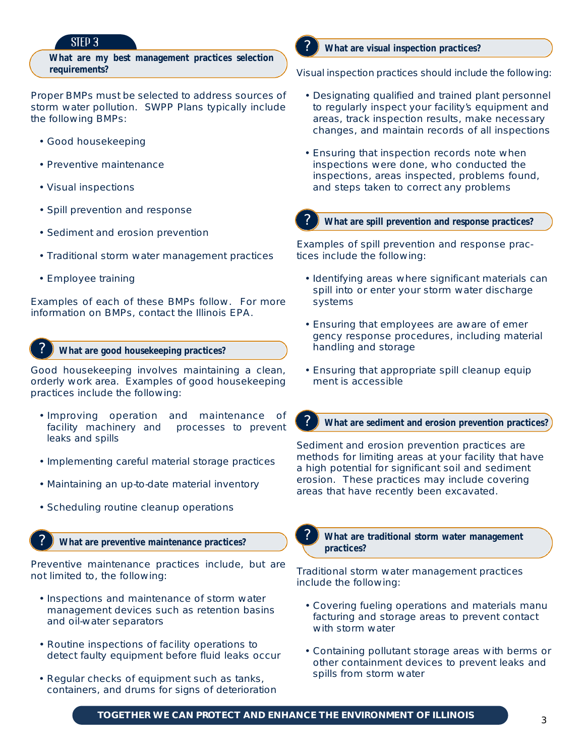STEP 3

## What are my best management practices selection requirements?

Proper BMPs must be selected to address sources of storm water pollution. SWPP Plans typically include the following BMPs:

- Good housekeeping
- Preventive maintenance
- Visual inspections
- Spill prevention and response
- Sediment and erosion prevention
- Traditional storm water management practices
- Employee training

Examples of each of these BMPs follow. For more information on BMPs, contact the Illinois EPA.

### What are good housekeeping practices?

Good housekeeping involves maintaining a clean, orderly work area. Examples of good housekeeping practices include the following:

- Improving operation and maintenance of facility machinery and processes to prevent leaks and spills
- Implementing careful material storage practices
- Maintaining an up-to-date material inventory
- Scheduling routine cleanup operations

### What are preventive maintenance practices?

Preventive maintenance practices include, but are not limited to, the following:

- Inspections and maintenance of storm water management devices such as retention basins and oil-water separators
- Routine inspections of facility operations to detect faulty equipment before fluid leaks occur
- Regular checks of equipment such as tanks, containers, and drums for signs of deterioration

### What are visual inspection practices?

Visual inspection practices should include the following:

- Designating qualified and trained plant personnel to regularly inspect your facility's equipment and areas, track inspection results, make necessary changes, and maintain records of all inspections
- Ensuring that inspection records note when inspections were done, who conducted the inspections, areas inspected, problems found, and steps taken to correct any problems

### What are spill prevention and response practices?

Examples of spill prevention and response practices include the following:

- Identifying areas where significant materials can spill into or enter your storm water discharge systems
- Ensuring that employees are aware of emergency response procedures, including material handling and storage
- Ensuring that appropriate spill cleanup equipment is accessible

### What are sediment and erosion prevention practices?

Sediment and erosion prevention practices are methods for limiting areas at your facility that have a high potential for significant soil and sediment erosion. These practices may include covering areas that have recently been excavated.

### What are traditional storm water management practices?

Traditional storm water management practices include the following:

- Covering fueling operations and materials manufacturing and storage areas to prevent contact with storm water
- Containing pollutant storage areas with berms or other containment devices to prevent leaks and spills from storm water

TOGETHER WE CAN PROTECT AND ENHANCE THE ENVIRONMENT OF ILLINOIS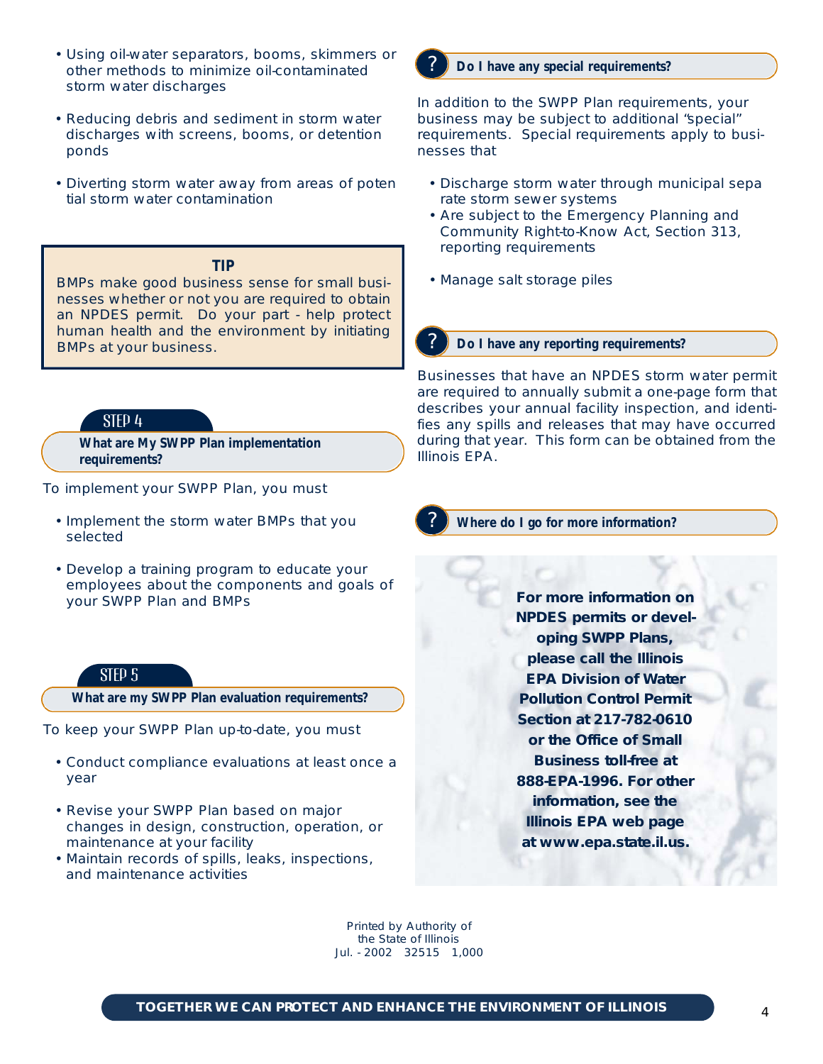- Using oil-water separators, booms, skimmers or other methods to minimize oil-contaminated storm water discharges

- Reducing debris and sediment in storm water discharges with screens, booms, or detention ponds

- Diverting storm water away from areas of potential storm water contamination

> **TIP**
>
> BMPs make good business sense for small businesses whether or not you are required to obtain an NPDES permit. Do your part - help protect human health and the environment by initiating BMPs at your business.

## STEP 4

### What are My SWPP Plan implementation requirements?

To implement your SWPP Plan, you must

- Implement the storm water BMPs that you selected

- Develop a training program to educate your employees about the components and goals of your SWPP Plan and BMPs

## STEP 5

### What are my SWPP Plan evaluation requirements?

To keep your SWPP Plan up-to-date, you must

- Conduct compliance evaluations at least once a year

- Revise your SWPP Plan based on major changes in design, construction, operation, or maintenance at your facility
- Maintain records of spills, leaks, inspections, and maintenance activities

### Do I have any special requirements?

In addition to the SWPP Plan requirements, your business may be subject to additional "special" requirements. Special requirements apply to businesses that

- Discharge storm water through municipal separate storm sewer systems
- Are subject to the Emergency Planning and Community Right-to-Know Act, Section 313, reporting requirements

- Manage salt storage piles

### Do I have any reporting requirements?

Businesses that have an NPDES storm water permit are required to annually submit a one-page form that describes your annual facility inspection, and identifies any spills and releases that may have occurred during that year. This form can be obtained from the Illinois EPA.

### Where do I go for more information?

**For more information on NPDES permits or developing SWPP Plans, please call the Illinois EPA Division of Water Pollution Control Permit Section at 217-782-0610 or the Office of Small Business toll-free at 888-EPA-1996. For other information, see the Illinois EPA web page at www.epa.state.il.us.**

Printed by Authority of
the State of Illinois
Jul. - 2002 32515 1,000

**TOGETHER WE CAN PROTECT AND ENHANCE THE ENVIRONMENT OF ILLINOIS**